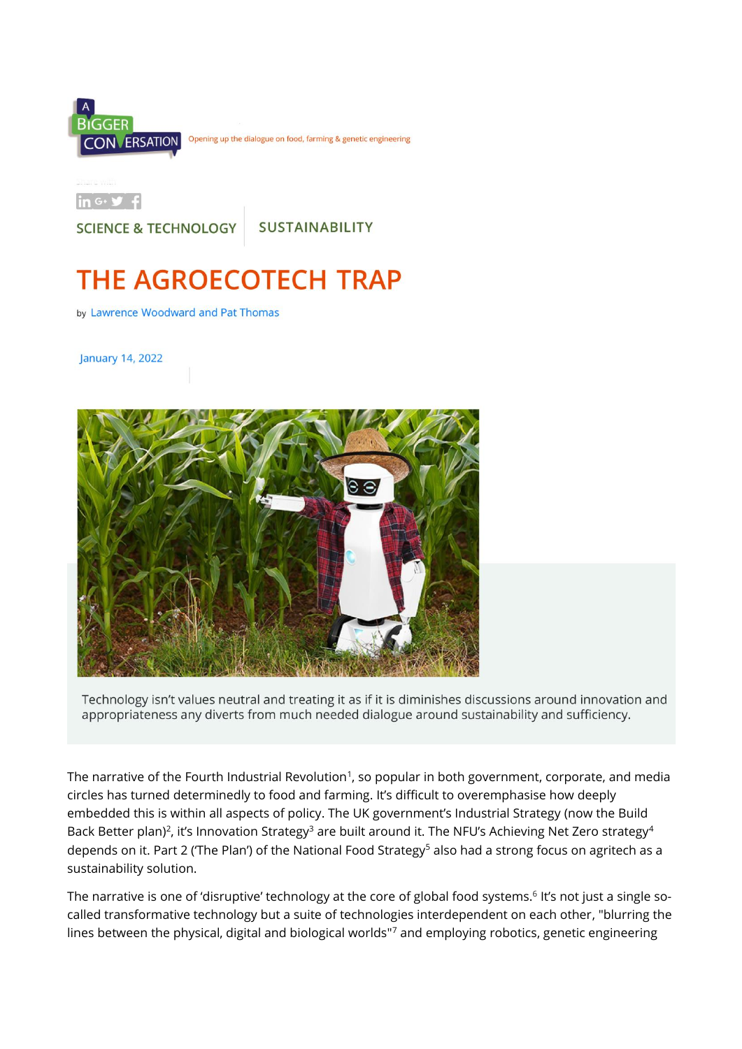A BIGGER CONVERSATION — Opening up the dialogue on food, farming & genetic engineering

SCIENCE & TECHNOLOGY | SUSTAINABILITY

# THE AGROECOTECH TRAP

by Lawrence Woodward and Pat Thomas

January 14, 2022

Technology isn't values neutral and treating it as if it is diminishes discussions around innovation and appropriateness any diverts from much needed dialogue around sustainability and sufficiency.

The narrative of the Fourth Industrial Revolution[1], so popular in both government, corporate, and media circles has turned determinedly to food and farming. It's difficult to overemphasise how deeply embedded this is within all aspects of policy. The UK government's Industrial Strategy (now the Build Back Better plan)[2], it's Innovation Strategy[3] are built around it. The NFU's Achieving Net Zero strategy[4] depends on it. Part 2 ('The Plan') of the National Food Strategy[5] also had a strong focus on agritech as a sustainability solution.

The narrative is one of 'disruptive' technology at the core of global food systems.[6] It's not just a single so-called transformative technology but a suite of technologies interdependent on each other, "blurring the lines between the physical, digital and biological worlds"[7] and employing robotics, genetic engineering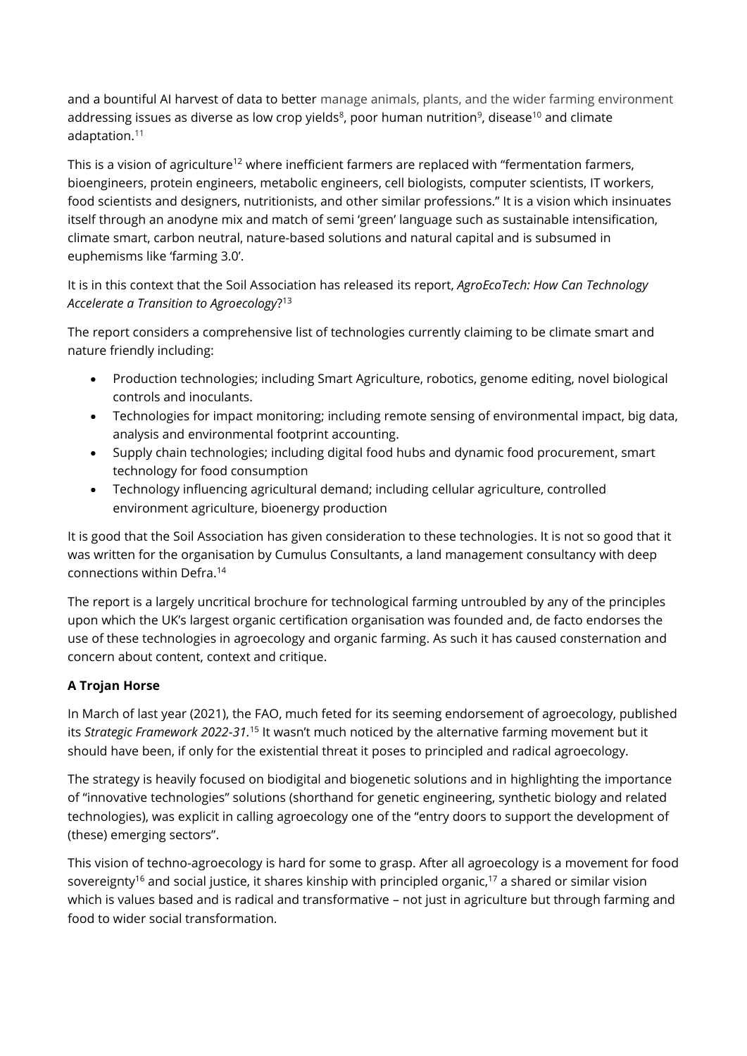and a bountiful AI harvest of data to better manage animals, plants, and the wider farming environment addressing issues as diverse as low crop yields[8], poor human nutrition[9], disease[10] and climate adaptation.[11]

This is a vision of agriculture[12] where inefficient farmers are replaced with "fermentation farmers, bioengineers, protein engineers, metabolic engineers, cell biologists, computer scientists, IT workers, food scientists and designers, nutritionists, and other similar professions." It is a vision which insinuates itself through an anodyne mix and match of semi 'green' language such as sustainable intensification, climate smart, carbon neutral, nature-based solutions and natural capital and is subsumed in euphemisms like 'farming 3.0'.

It is in this context that the Soil Association has released its report, *AgroEcoTech: How Can Technology Accelerate a Transition to Agroecology*?[13]

The report considers a comprehensive list of technologies currently claiming to be climate smart and nature friendly including:

- Production technologies; including Smart Agriculture, robotics, genome editing, novel biological controls and inoculants.
- Technologies for impact monitoring; including remote sensing of environmental impact, big data, analysis and environmental footprint accounting.
- Supply chain technologies; including digital food hubs and dynamic food procurement, smart technology for food consumption
- Technology influencing agricultural demand; including cellular agriculture, controlled environment agriculture, bioenergy production

It is good that the Soil Association has given consideration to these technologies. It is not so good that it was written for the organisation by Cumulus Consultants, a land management consultancy with deep connections within Defra.[14]

The report is a largely uncritical brochure for technological farming untroubled by any of the principles upon which the UK's largest organic certification organisation was founded and, de facto endorses the use of these technologies in agroecology and organic farming. As such it has caused consternation and concern about content, context and critique.

**A Trojan Horse**

In March of last year (2021), the FAO, much feted for its seeming endorsement of agroecology, published its *Strategic Framework 2022-31*.[15] It wasn't much noticed by the alternative farming movement but it should have been, if only for the existential threat it poses to principled and radical agroecology.

The strategy is heavily focused on biodigital and biogenetic solutions and in highlighting the importance of "innovative technologies" solutions (shorthand for genetic engineering, synthetic biology and related technologies), was explicit in calling agroecology one of the "entry doors to support the development of (these) emerging sectors".

This vision of techno-agroecology is hard for some to grasp. After all agroecology is a movement for food sovereignty[16] and social justice, it shares kinship with principled organic,[17] a shared or similar vision which is values based and is radical and transformative – not just in agriculture but through farming and food to wider social transformation.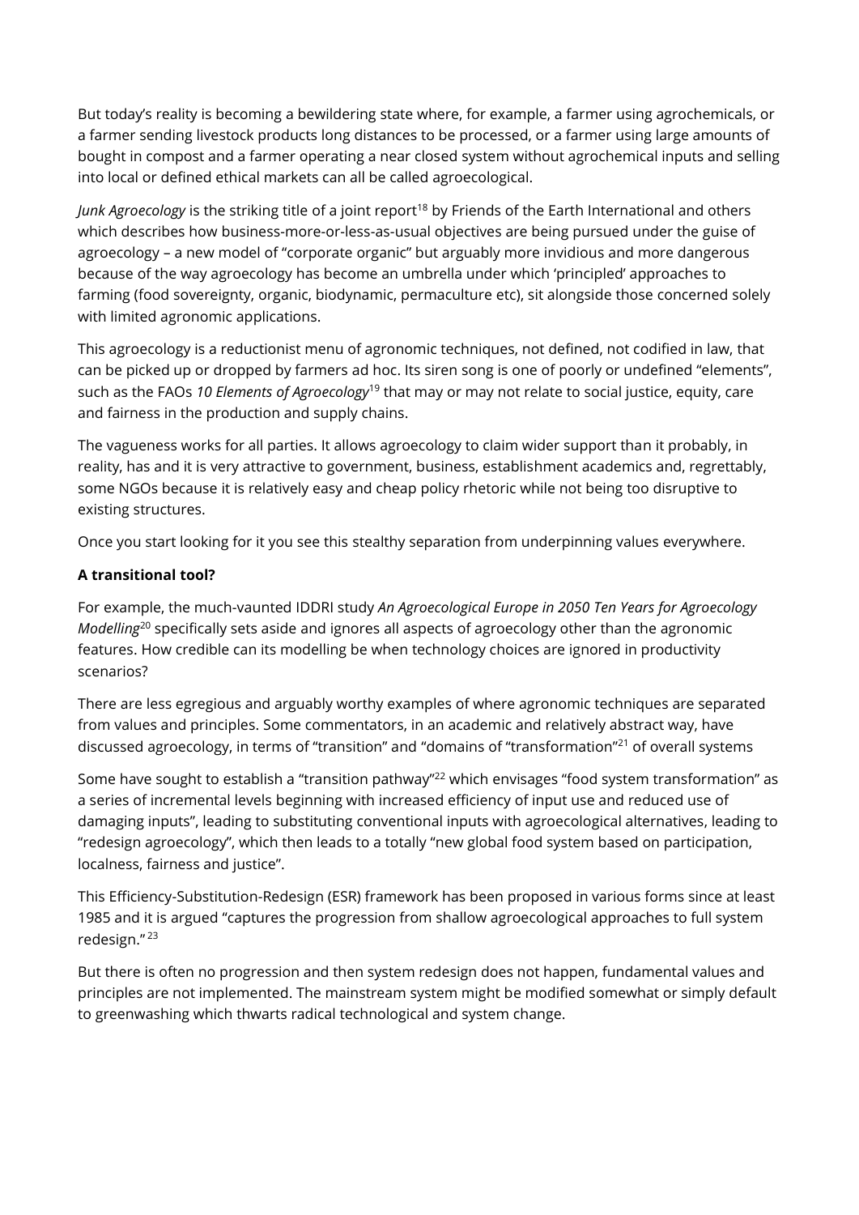But today's reality is becoming a bewildering state where, for example, a farmer using agrochemicals, or a farmer sending livestock products long distances to be processed, or a farmer using large amounts of bought in compost and a farmer operating a near closed system without agrochemical inputs and selling into local or defined ethical markets can all be called agroecological.

*Junk Agroecology* is the striking title of a joint report[18] by Friends of the Earth International and others which describes how business-more-or-less-as-usual objectives are being pursued under the guise of agroecology – a new model of "corporate organic" but arguably more invidious and more dangerous because of the way agroecology has become an umbrella under which 'principled' approaches to farming (food sovereignty, organic, biodynamic, permaculture etc), sit alongside those concerned solely with limited agronomic applications.

This agroecology is a reductionist menu of agronomic techniques, not defined, not codified in law, that can be picked up or dropped by farmers ad hoc. Its siren song is one of poorly or undefined "elements", such as the FAOs *10 Elements of Agroecology*[19] that may or may not relate to social justice, equity, care and fairness in the production and supply chains.

The vagueness works for all parties. It allows agroecology to claim wider support than it probably, in reality, has and it is very attractive to government, business, establishment academics and, regrettably, some NGOs because it is relatively easy and cheap policy rhetoric while not being too disruptive to existing structures.

Once you start looking for it you see this stealthy separation from underpinning values everywhere.

**A transitional tool?**

For example, the much-vaunted IDDRI study *An Agroecological Europe in 2050 Ten Years for Agroecology Modelling*[20] specifically sets aside and ignores all aspects of agroecology other than the agronomic features. How credible can its modelling be when technology choices are ignored in productivity scenarios?

There are less egregious and arguably worthy examples of where agronomic techniques are separated from values and principles. Some commentators, in an academic and relatively abstract way, have discussed agroecology, in terms of "transition" and "domains of "transformation"[21] of overall systems

Some have sought to establish a "transition pathway"[22] which envisages "food system transformation" as a series of incremental levels beginning with increased efficiency of input use and reduced use of damaging inputs", leading to substituting conventional inputs with agroecological alternatives, leading to "redesign agroecology", which then leads to a totally "new global food system based on participation, localness, fairness and justice".

This Efficiency-Substitution-Redesign (ESR) framework has been proposed in various forms since at least 1985 and it is argued "captures the progression from shallow agroecological approaches to full system redesign."[23]

But there is often no progression and then system redesign does not happen, fundamental values and principles are not implemented. The mainstream system might be modified somewhat or simply default to greenwashing which thwarts radical technological and system change.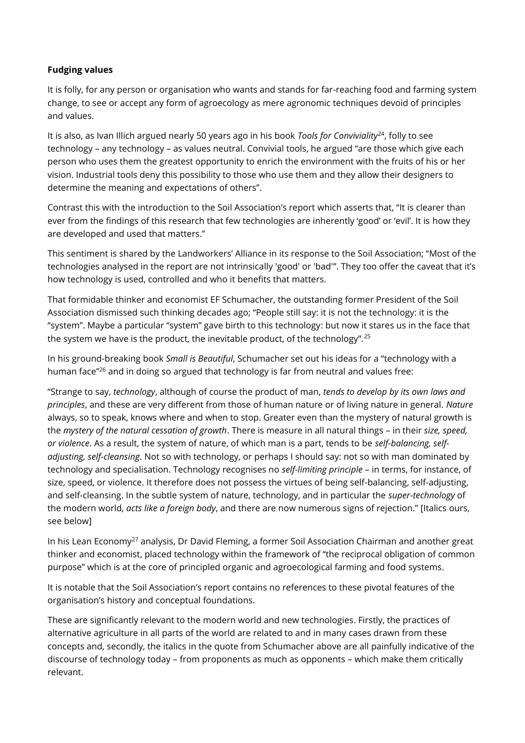**Fudging values**

It is folly, for any person or organisation who wants and stands for far-reaching food and farming system change, to see or accept any form of agroecology as mere agronomic techniques devoid of principles and values.

It is also, as Ivan Illich argued nearly 50 years ago in his book *Tools for Conviviality*[24], folly to see technology – any technology – as values neutral. Convivial tools, he argued "are those which give each person who uses them the greatest opportunity to enrich the environment with the fruits of his or her vision. Industrial tools deny this possibility to those who use them and they allow their designers to determine the meaning and expectations of others".

Contrast this with the introduction to the Soil Association's report which asserts that, "It is clearer than ever from the findings of this research that few technologies are inherently 'good' or 'evil'. It is how they are developed and used that matters."

This sentiment is shared by the Landworkers' Alliance in its response to the Soil Association; "Most of the technologies analysed in the report are not intrinsically 'good' or 'bad'". They too offer the caveat that it's how technology is used, controlled and who it benefits that matters.

That formidable thinker and economist EF Schumacher, the outstanding former President of the Soil Association dismissed such thinking decades ago; "People still say: it is not the technology: it is the "system". Maybe a particular "system" gave birth to this technology: but now it stares us in the face that the system we have is the product, the inevitable product, of the technology".[25]

In his ground-breaking book *Small is Beautiful*, Schumacher set out his ideas for a "technology with a human face"[26] and in doing so argued that technology is far from neutral and values free:

"Strange to say, *technology*, although of course the product of man, *tends to develop by its own laws and principles*, and these are very different from those of human nature or of living nature in general. *Nature* always, so to speak, knows where and when to stop. Greater even than the mystery of natural growth is the *mystery of the natural cessation of growth*. There is measure in all natural things – in their *size, speed, or violence*. As a result, the system of nature, of which man is a part, tends to be *self-balancing, self-adjusting, self-cleansing*. Not so with technology, or perhaps I should say: not so with man dominated by technology and specialisation. Technology recognises no *self-limiting principle* – in terms, for instance, of size, speed, or violence. It therefore does not possess the virtues of being self-balancing, self-adjusting, and self-cleansing. In the subtle system of nature, technology, and in particular the *super-technology* of the modern world, *acts like a foreign body*, and there are now numerous signs of rejection." [Italics ours, see below]

In his Lean Economy[27] analysis, Dr David Fleming, a former Soil Association Chairman and another great thinker and economist, placed technology within the framework of "the reciprocal obligation of common purpose" which is at the core of principled organic and agroecological farming and food systems.

It is notable that the Soil Association's report contains no references to these pivotal features of the organisation's history and conceptual foundations.

These are significantly relevant to the modern world and new technologies. Firstly, the practices of alternative agriculture in all parts of the world are related to and in many cases drawn from these concepts and, secondly, the italics in the quote from Schumacher above are all painfully indicative of the discourse of technology today – from proponents as much as opponents – which make them critically relevant.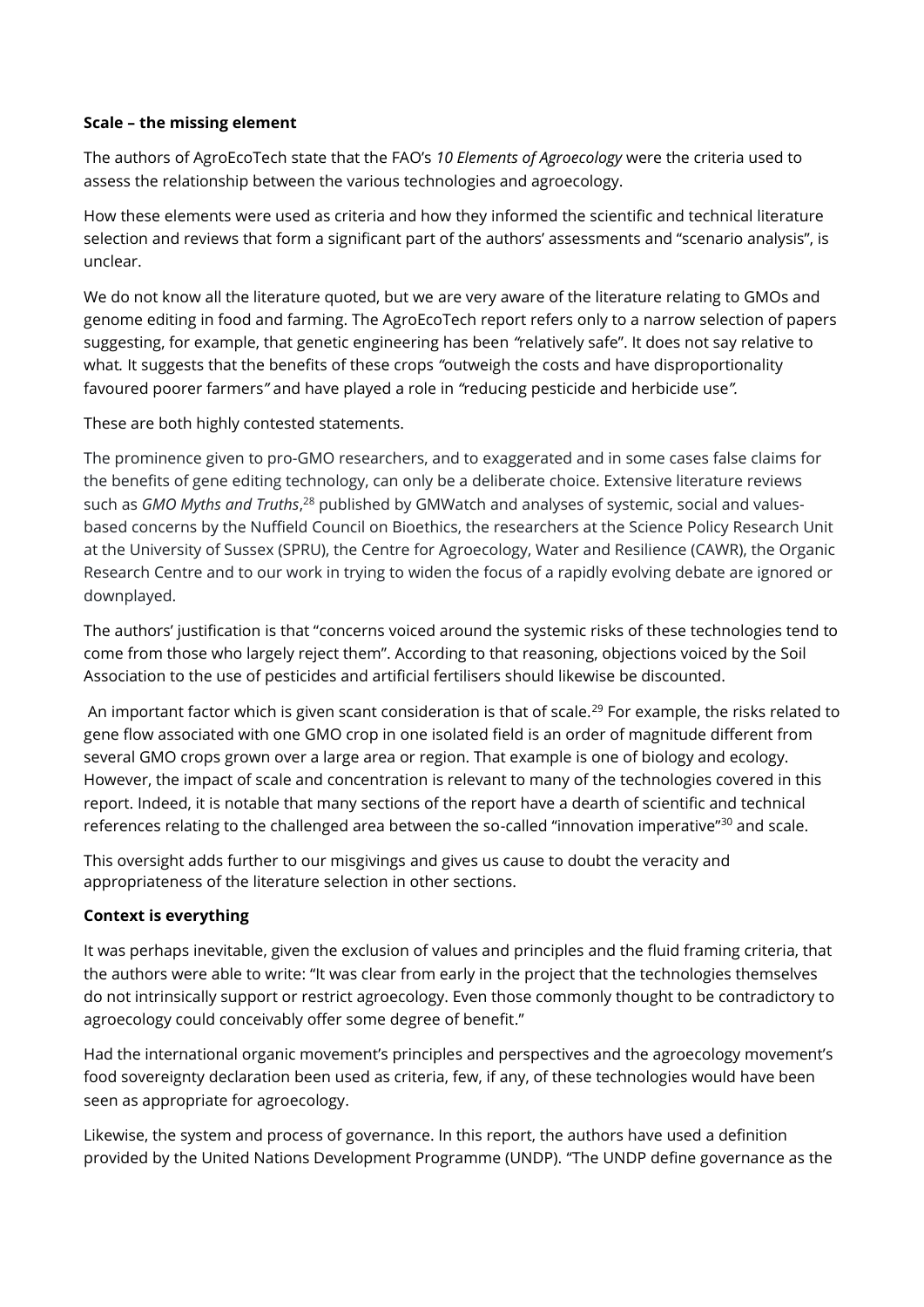**Scale – the missing element**

The authors of AgroEcoTech state that the FAO's *10 Elements of Agroecology* were the criteria used to assess the relationship between the various technologies and agroecology.

How these elements were used as criteria and how they informed the scientific and technical literature selection and reviews that form a significant part of the authors' assessments and "scenario analysis", is unclear.

We do not know all the literature quoted, but we are very aware of the literature relating to GMOs and genome editing in food and farming. The AgroEcoTech report refers only to a narrow selection of papers suggesting, for example, that genetic engineering has been *"*relatively safe". It does not say relative to what*.* It suggests that the benefits of these crops *"*outweigh the costs and have disproportionality favoured poorer farmers*"* and have played a role in *"*reducing pesticide and herbicide use*"*.

These are both highly contested statements.

The prominence given to pro-GMO researchers, and to exaggerated and in some cases false claims for the benefits of gene editing technology, can only be a deliberate choice. Extensive literature reviews such as *GMO Myths and Truths*,[28] published by GMWatch and analyses of systemic, social and values-based concerns by the Nuffield Council on Bioethics, the researchers at the Science Policy Research Unit at the University of Sussex (SPRU), the Centre for Agroecology, Water and Resilience (CAWR), the Organic Research Centre and to our work in trying to widen the focus of a rapidly evolving debate are ignored or downplayed.

The authors' justification is that "concerns voiced around the systemic risks of these technologies tend to come from those who largely reject them". According to that reasoning, objections voiced by the Soil Association to the use of pesticides and artificial fertilisers should likewise be discounted.

An important factor which is given scant consideration is that of scale.[29] For example, the risks related to gene flow associated with one GMO crop in one isolated field is an order of magnitude different from several GMO crops grown over a large area or region. That example is one of biology and ecology. However, the impact of scale and concentration is relevant to many of the technologies covered in this report. Indeed, it is notable that many sections of the report have a dearth of scientific and technical references relating to the challenged area between the so-called "innovation imperative"[30] and scale.

This oversight adds further to our misgivings and gives us cause to doubt the veracity and appropriateness of the literature selection in other sections.

**Context is everything**

It was perhaps inevitable, given the exclusion of values and principles and the fluid framing criteria, that the authors were able to write: "It was clear from early in the project that the technologies themselves do not intrinsically support or restrict agroecology. Even those commonly thought to be contradictory to agroecology could conceivably offer some degree of benefit."

Had the international organic movement's principles and perspectives and the agroecology movement's food sovereignty declaration been used as criteria, few, if any, of these technologies would have been seen as appropriate for agroecology.

Likewise, the system and process of governance. In this report, the authors have used a definition provided by the United Nations Development Programme (UNDP). "The UNDP define governance as the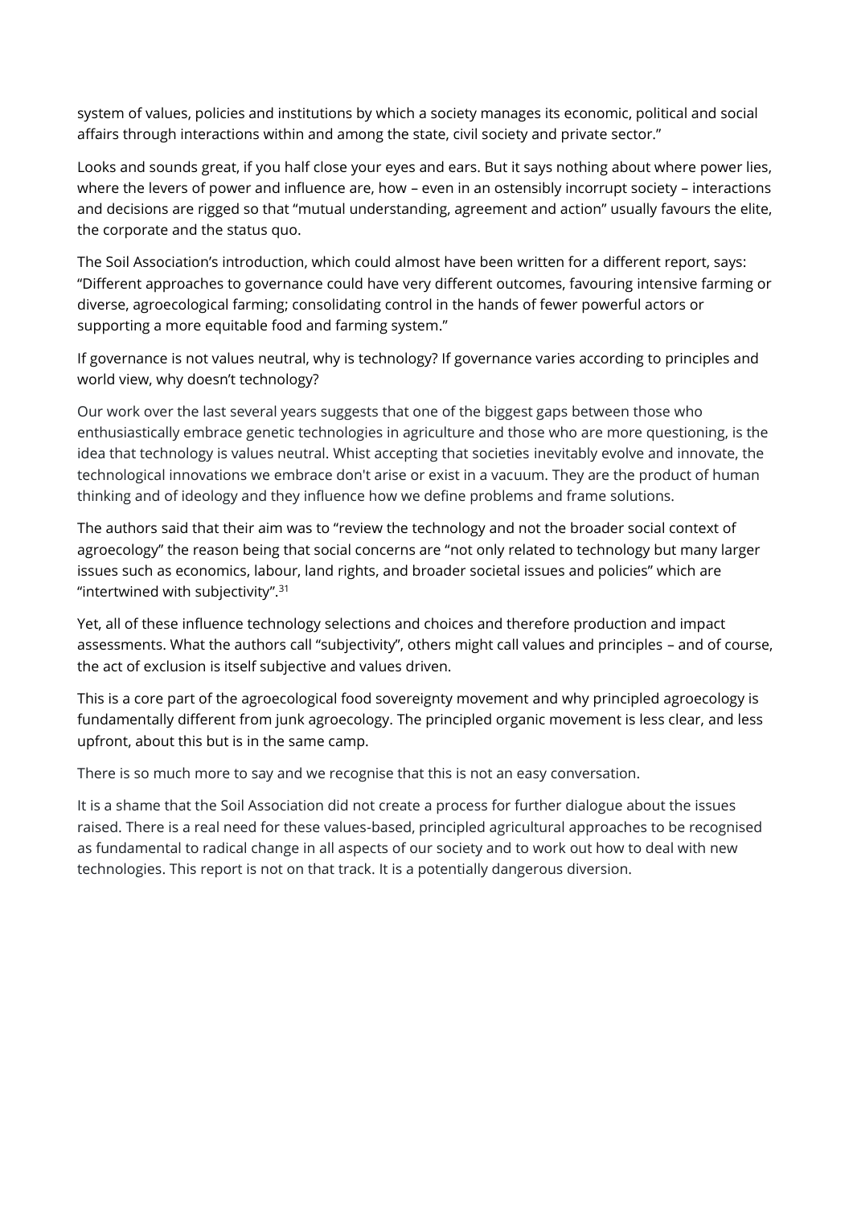system of values, policies and institutions by which a society manages its economic, political and social affairs through interactions within and among the state, civil society and private sector."

Looks and sounds great, if you half close your eyes and ears. But it says nothing about where power lies, where the levers of power and influence are, how – even in an ostensibly incorrupt society – interactions and decisions are rigged so that "mutual understanding, agreement and action" usually favours the elite, the corporate and the status quo.

The Soil Association's introduction, which could almost have been written for a different report, says: "Different approaches to governance could have very different outcomes, favouring intensive farming or diverse, agroecological farming; consolidating control in the hands of fewer powerful actors or supporting a more equitable food and farming system."

If governance is not values neutral, why is technology? If governance varies according to principles and world view, why doesn't technology?

Our work over the last several years suggests that one of the biggest gaps between those who enthusiastically embrace genetic technologies in agriculture and those who are more questioning, is the idea that technology is values neutral. Whist accepting that societies inevitably evolve and innovate, the technological innovations we embrace don't arise or exist in a vacuum. They are the product of human thinking and of ideology and they influence how we define problems and frame solutions.

The authors said that their aim was to "review the technology and not the broader social context of agroecology" the reason being that social concerns are "not only related to technology but many larger issues such as economics, labour, land rights, and broader societal issues and policies" which are "intertwined with subjectivity".[31]

Yet, all of these influence technology selections and choices and therefore production and impact assessments. What the authors call "subjectivity", others might call values and principles – and of course, the act of exclusion is itself subjective and values driven.

This is a core part of the agroecological food sovereignty movement and why principled agroecology is fundamentally different from junk agroecology. The principled organic movement is less clear, and less upfront, about this but is in the same camp.

There is so much more to say and we recognise that this is not an easy conversation.

It is a shame that the Soil Association did not create a process for further dialogue about the issues raised. There is a real need for these values-based, principled agricultural approaches to be recognised as fundamental to radical change in all aspects of our society and to work out how to deal with new technologies. This report is not on that track. It is a potentially dangerous diversion.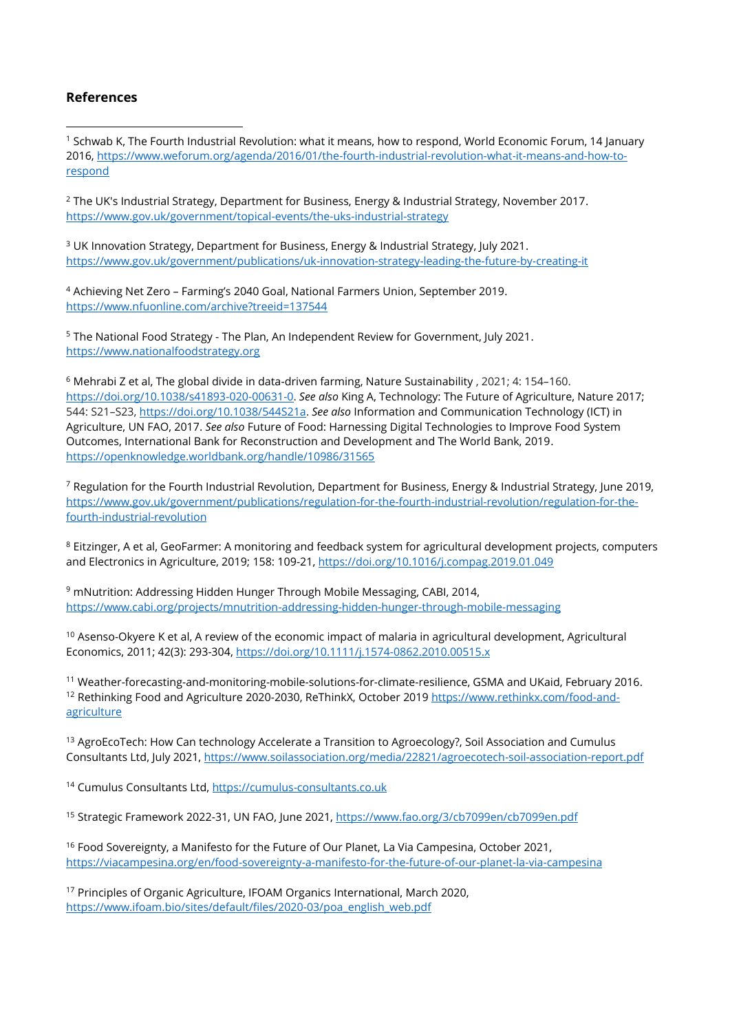**References**

[1] Schwab K, The Fourth Industrial Revolution: what it means, how to respond, World Economic Forum, 14 January 2016, https://www.weforum.org/agenda/2016/01/the-fourth-industrial-revolution-what-it-means-and-how-to-respond

[2] The UK's Industrial Strategy, Department for Business, Energy & Industrial Strategy, November 2017. https://www.gov.uk/government/topical-events/the-uks-industrial-strategy

[3] UK Innovation Strategy, Department for Business, Energy & Industrial Strategy, July 2021. https://www.gov.uk/government/publications/uk-innovation-strategy-leading-the-future-by-creating-it

[4] Achieving Net Zero – Farming's 2040 Goal, National Farmers Union, September 2019. https://www.nfuonline.com/archive?treeid=137544

[5] The National Food Strategy - The Plan, An Independent Review for Government, July 2021. https://www.nationalfoodstrategy.org

[6] Mehrabi Z et al, The global divide in data-driven farming, Nature Sustainability , 2021; 4: 154–160. https://doi.org/10.1038/s41893-020-00631-0. *See also* King A, Technology: The Future of Agriculture, Nature 2017; 544: S21–S23, https://doi.org/10.1038/544S21a. *See also* Information and Communication Technology (ICT) in Agriculture, UN FAO, 2017. *See also* Future of Food: Harnessing Digital Technologies to Improve Food System Outcomes, International Bank for Reconstruction and Development and The World Bank, 2019. https://openknowledge.worldbank.org/handle/10986/31565

[7] Regulation for the Fourth Industrial Revolution, Department for Business, Energy & Industrial Strategy, June 2019, https://www.gov.uk/government/publications/regulation-for-the-fourth-industrial-revolution/regulation-for-the-fourth-industrial-revolution

[8] Eitzinger, A et al, GeoFarmer: A monitoring and feedback system for agricultural development projects, computers and Electronics in Agriculture, 2019; 158: 109-21, https://doi.org/10.1016/j.compag.2019.01.049

[9] mNutrition: Addressing Hidden Hunger Through Mobile Messaging, CABI, 2014, https://www.cabi.org/projects/mnutrition-addressing-hidden-hunger-through-mobile-messaging

[10] Asenso-Okyere K et al, A review of the economic impact of malaria in agricultural development, Agricultural Economics, 2011; 42(3): 293-304, https://doi.org/10.1111/j.1574-0862.2010.00515.x

[11] Weather-forecasting-and-monitoring-mobile-solutions-for-climate-resilience, GSMA and UKaid, February 2016.

[12] Rethinking Food and Agriculture 2020-2030, ReThinkX, October 2019 https://www.rethinkx.com/food-and-agriculture

[13] AgroEcoTech: How Can technology Accelerate a Transition to Agroecology?, Soil Association and Cumulus Consultants Ltd, July 2021, https://www.soilassociation.org/media/22821/agroecotech-soil-association-report.pdf

[14] Cumulus Consultants Ltd, https://cumulus-consultants.co.uk

[15] Strategic Framework 2022-31, UN FAO, June 2021, https://www.fao.org/3/cb7099en/cb7099en.pdf

[16] Food Sovereignty, a Manifesto for the Future of Our Planet, La Via Campesina, October 2021, https://viacampesina.org/en/food-sovereignty-a-manifesto-for-the-future-of-our-planet-la-via-campesina

[17] Principles of Organic Agriculture, IFOAM Organics International, March 2020, https://www.ifoam.bio/sites/default/files/2020-03/poa_english_web.pdf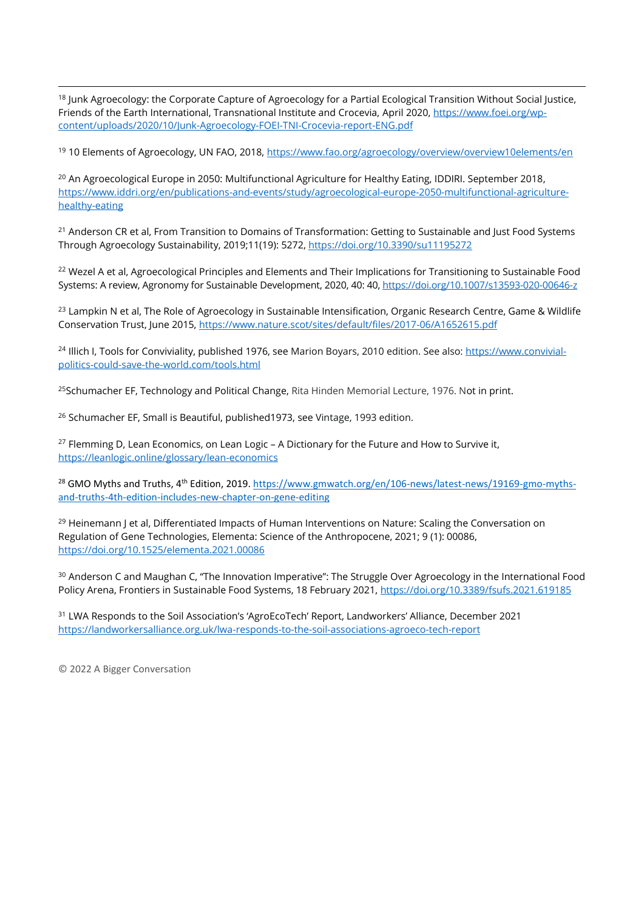[18] Junk Agroecology: the Corporate Capture of Agroecology for a Partial Ecological Transition Without Social Justice, Friends of the Earth International, Transnational Institute and Crocevia, April 2020, https://www.foei.org/wp-content/uploads/2020/10/Junk-Agroecology-FOEI-TNI-Crocevia-report-ENG.pdf

[19] 10 Elements of Agroecology, UN FAO, 2018, https://www.fao.org/agroecology/overview/overview10elements/en

[20] An Agroecological Europe in 2050: Multifunctional Agriculture for Healthy Eating, IDDIRI. September 2018, https://www.iddri.org/en/publications-and-events/study/agroecological-europe-2050-multifunctional-agriculture-healthy-eating

[21] Anderson CR et al, From Transition to Domains of Transformation: Getting to Sustainable and Just Food Systems Through Agroecology Sustainability, 2019;11(19): 5272, https://doi.org/10.3390/su11195272

[22] Wezel A et al, Agroecological Principles and Elements and Their Implications for Transitioning to Sustainable Food Systems: A review, Agronomy for Sustainable Development, 2020, 40: 40, https://doi.org/10.1007/s13593-020-00646-z

[23] Lampkin N et al, The Role of Agroecology in Sustainable Intensification, Organic Research Centre, Game & Wildlife Conservation Trust, June 2015, https://www.nature.scot/sites/default/files/2017-06/A1652615.pdf

[24] Illich I, Tools for Conviviality, published 1976, see Marion Boyars, 2010 edition. See also: https://www.convivial-politics-could-save-the-world.com/tools.html

[25]Schumacher EF, Technology and Political Change, Rita Hinden Memorial Lecture, 1976. Not in print.

[26] Schumacher EF, Small is Beautiful, published1973, see Vintage, 1993 edition.

[27] Flemming D, Lean Economics, on Lean Logic – A Dictionary for the Future and How to Survive it, https://leanlogic.online/glossary/lean-economics

[28] GMO Myths and Truths, 4th Edition, 2019. https://www.gmwatch.org/en/106-news/latest-news/19169-gmo-myths-and-truths-4th-edition-includes-new-chapter-on-gene-editing

[29] Heinemann J et al, Differentiated Impacts of Human Interventions on Nature: Scaling the Conversation on Regulation of Gene Technologies, Elementa: Science of the Anthropocene, 2021; 9 (1): 00086, https://doi.org/10.1525/elementa.2021.00086

[30] Anderson C and Maughan C, "The Innovation Imperative": The Struggle Over Agroecology in the International Food Policy Arena, Frontiers in Sustainable Food Systems, 18 February 2021, https://doi.org/10.3389/fsufs.2021.619185

[31] LWA Responds to the Soil Association's 'AgroEcoTech' Report, Landworkers' Alliance, December 2021 https://landworkersalliance.org.uk/lwa-responds-to-the-soil-associations-agroeco-tech-report

© 2022 A Bigger Conversation